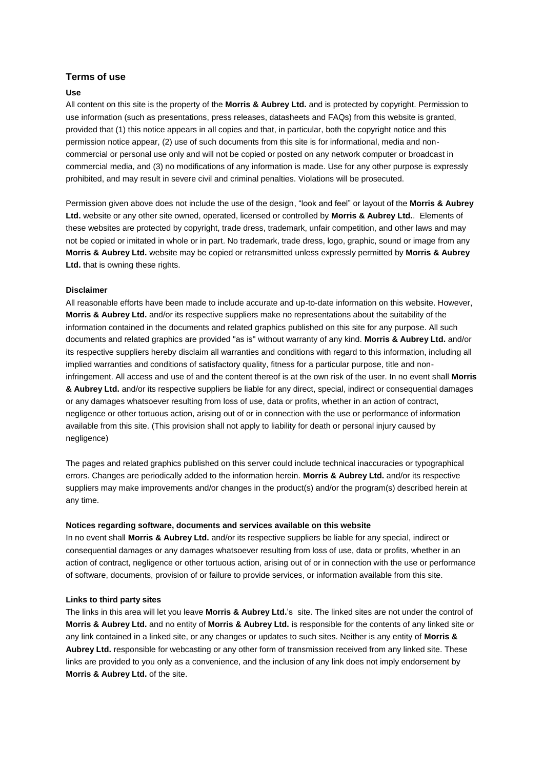## Terms of use

### Use

All content on this site is the property of the **Morris & Aubrey Ltd.** and is protected by copyright. Permission to use information (such as presentations, press releases, datasheets and FAQs) from this website is granted, provided that (1) this notice appears in all copies and that, in particular, both the copyright notice and this permission notice appear, (2) use of such documents from this site is for informational, media and non-commercial or personal use only and will not be copied or posted on any network computer or broadcast in commercial media, and (3) no modifications of any information is made. Use for any other purpose is expressly prohibited, and may result in severe civil and criminal penalties. Violations will be prosecuted.

Permission given above does not include the use of the design, "look and feel" or layout of the **Morris & Aubrey Ltd.** website or any other site owned, operated, licensed or controlled by **Morris & Aubrey Ltd.**. Elements of these websites are protected by copyright, trade dress, trademark, unfair competition, and other laws and may not be copied or imitated in whole or in part. No trademark, trade dress, logo, graphic, sound or image from any **Morris & Aubrey Ltd.** website may be copied or retransmitted unless expressly permitted by **Morris & Aubrey Ltd.** that is owning these rights.

### Disclaimer

All reasonable efforts have been made to include accurate and up-to-date information on this website. However, **Morris & Aubrey Ltd.** and/or its respective suppliers make no representations about the suitability of the information contained in the documents and related graphics published on this site for any purpose. All such documents and related graphics are provided "as is" without warranty of any kind. **Morris & Aubrey Ltd.** and/or its respective suppliers hereby disclaim all warranties and conditions with regard to this information, including all implied warranties and conditions of satisfactory quality, fitness for a particular purpose, title and non-infringement. All access and use of and the content thereof is at the own risk of the user. In no event shall **Morris & Aubrey Ltd.** and/or its respective suppliers be liable for any direct, special, indirect or consequential damages or any damages whatsoever resulting from loss of use, data or profits, whether in an action of contract, negligence or other tortuous action, arising out of or in connection with the use or performance of information available from this site. (This provision shall not apply to liability for death or personal injury caused by negligence)

The pages and related graphics published on this server could include technical inaccuracies or typographical errors. Changes are periodically added to the information herein. **Morris & Aubrey Ltd.** and/or its respective suppliers may make improvements and/or changes in the product(s) and/or the program(s) described herein at any time.

### Notices regarding software, documents and services available on this website

In no event shall **Morris & Aubrey Ltd.** and/or its respective suppliers be liable for any special, indirect or consequential damages or any damages whatsoever resulting from loss of use, data or profits, whether in an action of contract, negligence or other tortuous action, arising out of or in connection with the use or performance of software, documents, provision of or failure to provide services, or information available from this site.

### Links to third party sites

The links in this area will let you leave **Morris & Aubrey Ltd.**'s site. The linked sites are not under the control of **Morris & Aubrey Ltd.** and no entity of **Morris & Aubrey Ltd.** is responsible for the contents of any linked site or any link contained in a linked site, or any changes or updates to such sites. Neither is any entity of **Morris & Aubrey Ltd.** responsible for webcasting or any other form of transmission received from any linked site. These links are provided to you only as a convenience, and the inclusion of any link does not imply endorsement by **Morris & Aubrey Ltd.** of the site.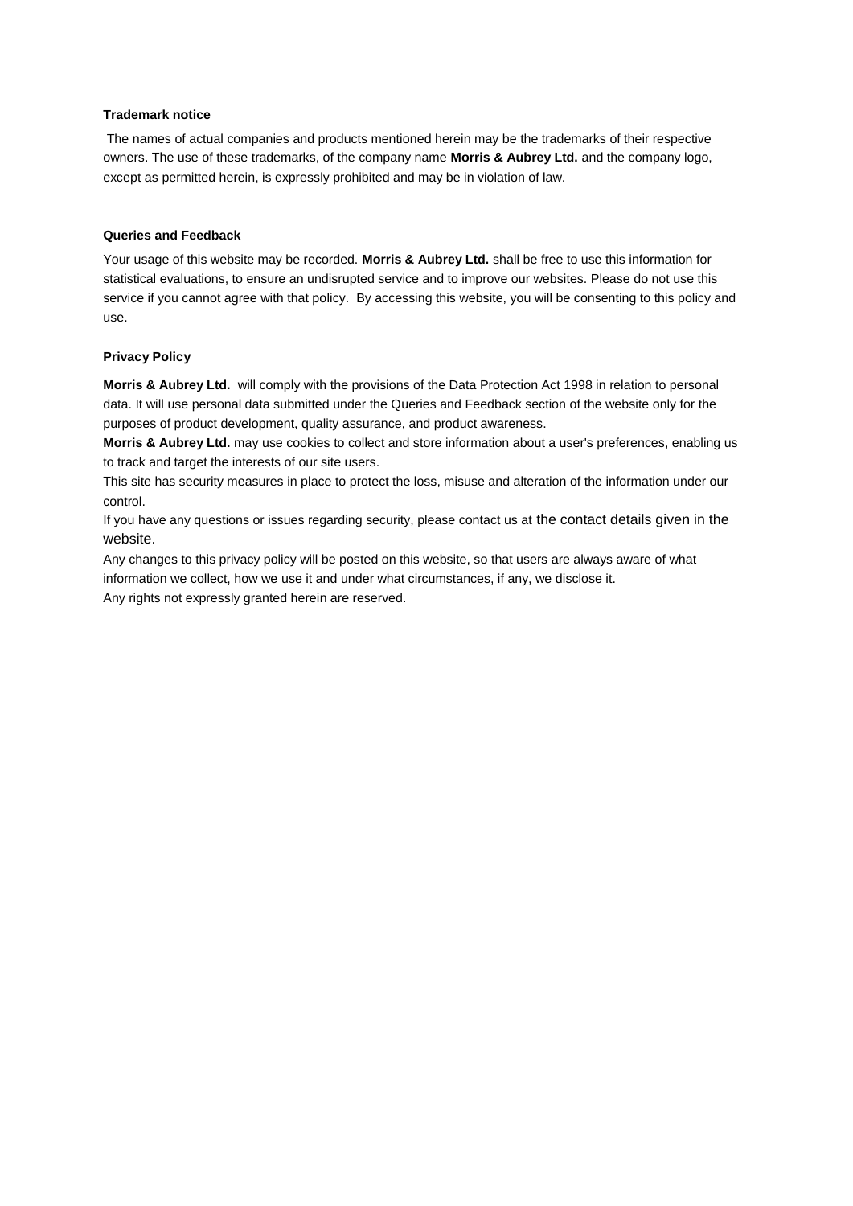**Trademark notice**

The names of actual companies and products mentioned herein may be the trademarks of their respective owners. The use of these trademarks, of the company name **Morris & Aubrey Ltd.** and the company logo, except as permitted herein, is expressly prohibited and may be in violation of law.

**Queries and Feedback**

Your usage of this website may be recorded. **Morris & Aubrey Ltd.** shall be free to use this information for statistical evaluations, to ensure an undisrupted service and to improve our websites. Please do not use this service if you cannot agree with that policy. By accessing this website, you will be consenting to this policy and use.

**Privacy Policy**

**Morris & Aubrey Ltd.** will comply with the provisions of the Data Protection Act 1998 in relation to personal data. It will use personal data submitted under the Queries and Feedback section of the website only for the purposes of product development, quality assurance, and product awareness.

**Morris & Aubrey Ltd.** may use cookies to collect and store information about a user's preferences, enabling us to track and target the interests of our site users.

This site has security measures in place to protect the loss, misuse and alteration of the information under our control.

If you have any questions or issues regarding security, please contact us at the contact details given in the website.

Any changes to this privacy policy will be posted on this website, so that users are always aware of what information we collect, how we use it and under what circumstances, if any, we disclose it.

Any rights not expressly granted herein are reserved.